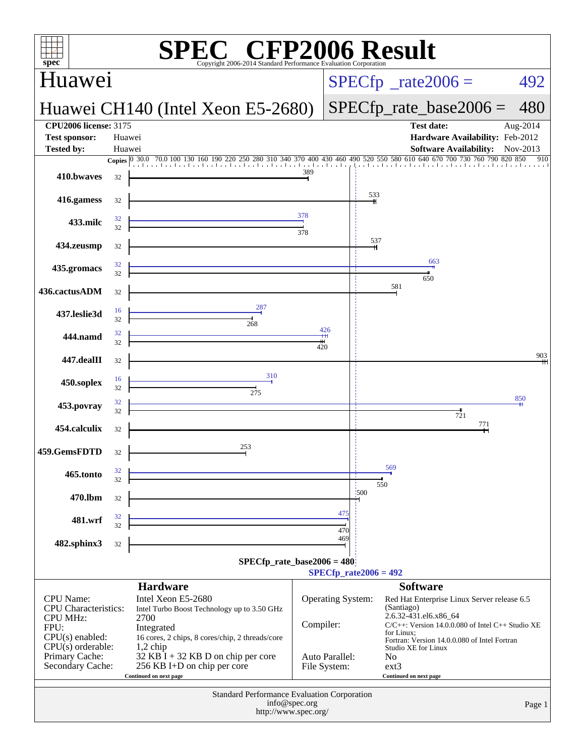# SPEC CFP2006 Result

Copyright 2006-2014 Standard Performance Evaluation Corporation

## Huawei

**Huawei CH140 (Intel Xeon E5-2680)**

SPECfp_rate2006 = 492

SPECfp_rate_base2006 = 480

| | | | |
|---|---|---|---|
| **CPU2006 license:** | 3175 | **Test date:** | Aug-2014 |
| **Test sponsor:** | Huawei | **Hardware Availability:** | Feb-2012 |
| **Tested by:** | Huawei | **Software Availability:** | Nov-2013 |

| Benchmark | Copies (peak) | Peak | Copies (base) | Base |
|---|---|---|---|---|
| 410.bwaves | | | 32 | 389 |
| 416.gamess | | | 32 | 533 |
| 433.milc | 32 | 378 | 32 | 378 |
| 434.zeusmp | | | 32 | 537 |
| 435.gromacs | 32 | 663 | 32 | 650 |
| 436.cactusADM | | | 32 | 581 |
| 437.leslie3d | 16 | 287 | 32 | 268 |
| 444.namd | 32 | 426 | 32 | 420 |
| 447.dealII | | | 32 | 903 |
| 450.soplex | 16 | 310 | 32 | 275 |
| 453.povray | 32 | 850 | 32 | 721 |
| 454.calculix | | | 32 | 771 |
| 459.GemsFDTD | | | 32 | 253 |
| 465.tonto | 32 | 569 | 32 | 550 |
| 470.lbm | | | 32 | 500 |
| 481.wrf | 32 | 475 | 32 | 470 |
| 482.sphinx3 | | | 32 | 469 |

SPECfp_rate_base2006 = 480

SPECfp_rate2006 = 492

### Hardware

| | |
|---|---|
| CPU Name: | Intel Xeon E5-2680 |
| CPU Characteristics: | Intel Turbo Boost Technology up to 3.50 GHz |
| CPU MHz: | 2700 |
| FPU: | Integrated |
| CPU(s) enabled: | 16 cores, 2 chips, 8 cores/chip, 2 threads/core |
| CPU(s) orderable: | 1,2 chip |
| Primary Cache: | 32 KB I + 32 KB D on chip per core |
| Secondary Cache: | 256 KB I+D on chip per core |

Continued on next page

### Software

| | |
|---|---|
| Operating System: | Red Hat Enterprise Linux Server release 6.5 (Santiago) 2.6.32-431.el6.x86_64 |
| Compiler: | C/C++: Version 14.0.0.080 of Intel C++ Studio XE for Linux; Fortran: Version 14.0.0.080 of Intel Fortran Studio XE for Linux |
| Auto Parallel: | No |
| File System: | ext3 |

Continued on next page

Standard Performance Evaluation Corporation
info@spec.org
http://www.spec.org/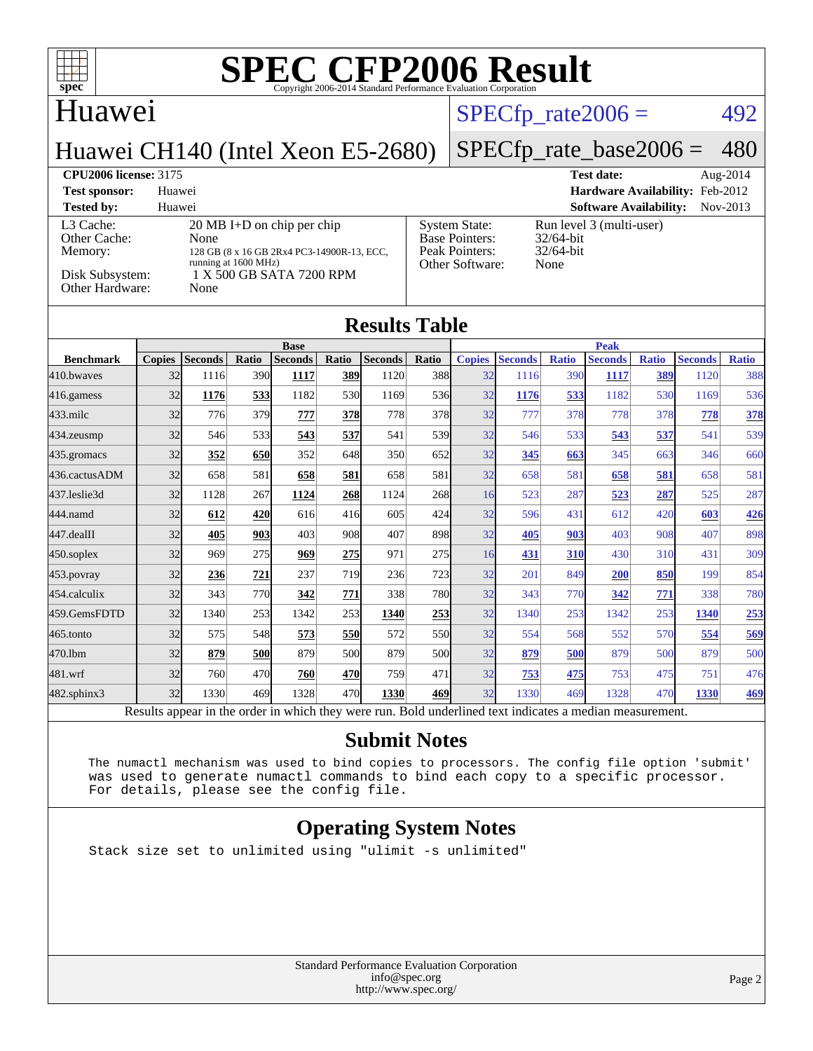# SPEC CFP2006 Result

Copyright 2006-2014 Standard Performance Evaluation Corporation

## Huawei

**Huawei CH140 (Intel Xeon E5-2680)**

SPECfp_rate2006 = 492

SPECfp_rate_base2006 = 480

| | | | |
|---|---|---|---|
| **CPU2006 license:** 3175 | | **Test date:** | Aug-2014 |
| **Test sponsor:** | Huawei | **Hardware Availability:** | Feb-2012 |
| **Tested by:** | Huawei | **Software Availability:** | Nov-2013 |

| | | | |
|---|---|---|---|
| L3 Cache: | 20 MB I+D on chip per chip | System State: | Run level 3 (multi-user) |
| Other Cache: | None | Base Pointers: | 32/64-bit |
| Memory: | 128 GB (8 x 16 GB 2Rx4 PC3-14900R-13, ECC, running at 1600 MHz) | Peak Pointers: | 32/64-bit |
| Disk Subsystem: | 1 X 500 GB SATA 7200 RPM | Other Software: | None |
| Other Hardware: | None | | |

## Results Table

| Benchmark | Base | | | | | | | Peak | | | | | | |
|---|---|---|---|---|---|---|---|---|---|---|---|---|---|---|
| | Copies | Seconds | Ratio | Seconds | Ratio | Seconds | Ratio | Copies | Seconds | Ratio | Seconds | Ratio | Seconds | Ratio |
| 410.bwaves | 32 | 1116 | 390 | **1117** | **389** | 1120 | 388 | 32 | 1116 | 390 | **1117** | **389** | 1120 | 388 |
| 416.gamess | 32 | **1176** | **533** | 1182 | 530 | 1169 | 536 | 32 | **1176** | **533** | 1182 | 530 | 1169 | 536 |
| 433.milc | 32 | 776 | 379 | **777** | **378** | 778 | 378 | 32 | 777 | 378 | 778 | 378 | **778** | **378** |
| 434.zeusmp | 32 | 546 | 533 | **543** | **537** | 541 | 539 | 32 | 546 | 533 | **543** | **537** | 541 | 539 |
| 435.gromacs | 32 | **352** | **650** | 352 | 648 | 350 | 652 | 32 | **345** | **663** | 345 | 663 | 346 | 660 |
| 436.cactusADM | 32 | 658 | 581 | **658** | **581** | 658 | 581 | 32 | 658 | 581 | **658** | **581** | 658 | 581 |
| 437.leslie3d | 32 | 1128 | 267 | **1124** | **268** | 1124 | 268 | 16 | 523 | 287 | **523** | **287** | 525 | 287 |
| 444.namd | 32 | **612** | **420** | 616 | 416 | 605 | 424 | 32 | 596 | 431 | 612 | 420 | **603** | **426** |
| 447.dealII | 32 | **405** | **903** | 403 | 908 | 407 | 898 | 32 | **405** | **903** | 403 | 908 | 407 | 898 |
| 450.soplex | 32 | 969 | 275 | **969** | **275** | 971 | 275 | 16 | **431** | **310** | 430 | 310 | 431 | 309 |
| 453.povray | 32 | **236** | **721** | 237 | 719 | 236 | 723 | 32 | 201 | 849 | **200** | **850** | 199 | 854 |
| 454.calculix | 32 | 343 | 770 | **342** | **771** | 338 | 780 | 32 | 343 | 770 | **342** | **771** | 338 | 780 |
| 459.GemsFDTD | 32 | 1340 | 253 | 1342 | 253 | **1340** | **253** | 32 | 1340 | 253 | 1342 | 253 | **1340** | **253** |
| 465.tonto | 32 | 575 | 548 | **573** | **550** | 572 | 550 | 32 | 554 | 568 | 552 | 570 | **554** | **569** |
| 470.lbm | 32 | **879** | **500** | 879 | 500 | 879 | 500 | 32 | **879** | **500** | 879 | 500 | 879 | 500 |
| 481.wrf | 32 | 760 | 470 | **760** | **470** | 759 | 471 | 32 | **753** | **475** | 753 | 475 | 751 | 476 |
| 482.sphinx3 | 32 | 1330 | 469 | 1328 | 470 | **1330** | **469** | 32 | 1330 | 469 | 1328 | 470 | **1330** | **469** |

Results appear in the order in which they were run. Bold underlined text indicates a median measurement.

## Submit Notes

```
The numactl mechanism was used to bind copies to processors. The config file option 'submit'
was used to generate numactl commands to bind each copy to a specific processor.
For details, please see the config file.
```

## Operating System Notes

```
Stack size set to unlimited using "ulimit -s unlimited"
```

Standard Performance Evaluation Corporation
info@spec.org
http://www.spec.org/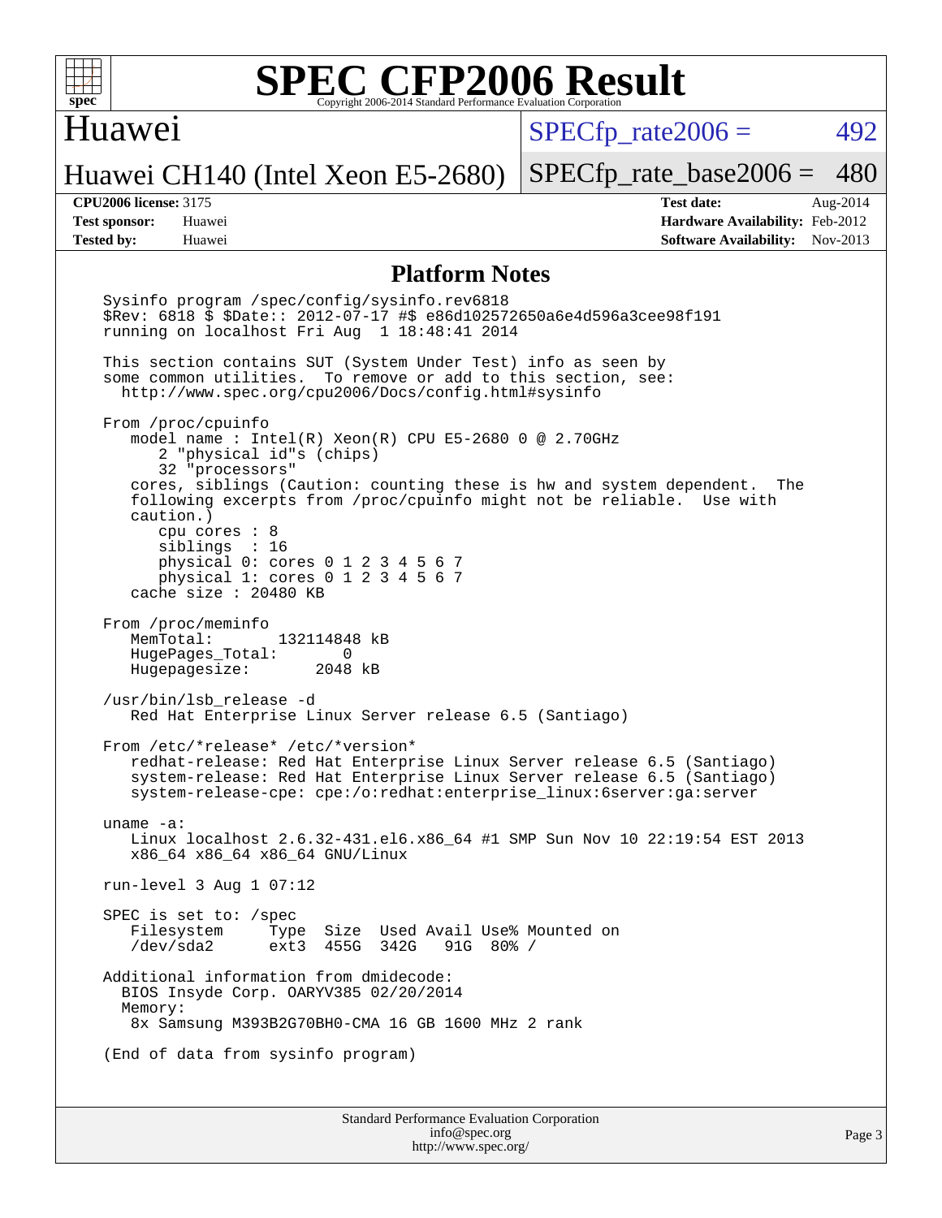# SPEC CFP2006 Result

Copyright 2006-2014 Standard Performance Evaluation Corporation

**Huawei**

**Huawei CH140 (Intel Xeon E5-2680)**

SPECfp_rate2006 = 492

SPECfp_rate_base2006 = 480

| | | | |
|---|---|---|---|
| **CPU2006 license:** 3175 | | **Test date:** | Aug-2014 |
| **Test sponsor:** | Huawei | **Hardware Availability:** | Feb-2012 |
| **Tested by:** | Huawei | **Software Availability:** | Nov-2013 |

## Platform Notes

```
Sysinfo program /spec/config/sysinfo.rev6818
$Rev: 6818 $ $Date:: 2012-07-17 #$ e86d102572650a6e4d596a3cee98f191
running on localhost Fri Aug  1 18:48:41 2014

This section contains SUT (System Under Test) info as seen by
some common utilities.  To remove or add to this section, see:
  http://www.spec.org/cpu2006/Docs/config.html#sysinfo

From /proc/cpuinfo
   model name : Intel(R) Xeon(R) CPU E5-2680 0 @ 2.70GHz
      2 "physical id"s (chips)
      32 "processors"
   cores, siblings (Caution: counting these is hw and system dependent.  The
   following excerpts from /proc/cpuinfo might not be reliable.  Use with
   caution.)
      cpu cores : 8
      siblings  : 16
      physical 0: cores 0 1 2 3 4 5 6 7
      physical 1: cores 0 1 2 3 4 5 6 7
   cache size : 20480 KB

From /proc/meminfo
   MemTotal:       132114848 kB
   HugePages_Total:       0
   Hugepagesize:       2048 kB

/usr/bin/lsb_release -d
   Red Hat Enterprise Linux Server release 6.5 (Santiago)

From /etc/*release* /etc/*version*
   redhat-release: Red Hat Enterprise Linux Server release 6.5 (Santiago)
   system-release: Red Hat Enterprise Linux Server release 6.5 (Santiago)
   system-release-cpe: cpe:/o:redhat:enterprise_linux:6server:ga:server

uname -a:
   Linux localhost 2.6.32-431.el6.x86_64 #1 SMP Sun Nov 10 22:19:54 EST 2013
   x86_64 x86_64 x86_64 GNU/Linux

run-level 3 Aug 1 07:12

SPEC is set to: /spec
   Filesystem     Type  Size  Used Avail Use% Mounted on
   /dev/sda2      ext3  455G  342G   91G  80% /

Additional information from dmidecode:
  BIOS Insyde Corp. OARYV385 02/20/2014
  Memory:
   8x Samsung M393B2G70BH0-CMA 16 GB 1600 MHz 2 rank

(End of data from sysinfo program)
```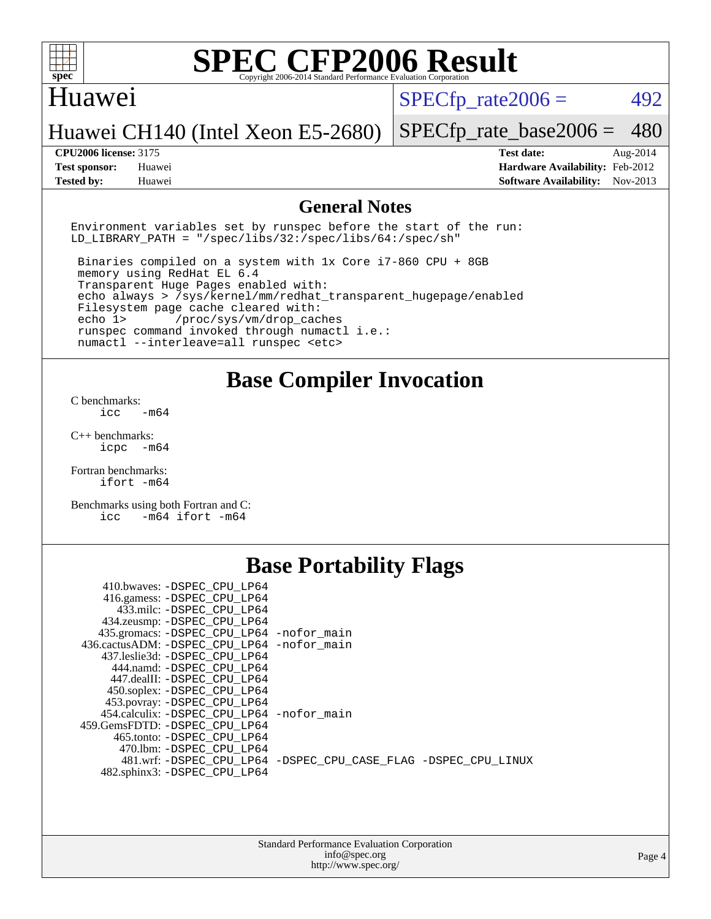# SPEC CFP2006 Result

Copyright 2006-2014 Standard Performance Evaluation Corporation

## Huawei

Huawei CH140 (Intel Xeon E5-2680)

SPECfp_rate2006 = 492

SPECfp_rate_base2006 = 480

| | | | |
|---|---|---|---|
| **CPU2006 license:** 3175 | | **Test date:** | Aug-2014 |
| **Test sponsor:** | Huawei | **Hardware Availability:** | Feb-2012 |
| **Tested by:** | Huawei | **Software Availability:** | Nov-2013 |

## General Notes

```
Environment variables set by runspec before the start of the run:
LD_LIBRARY_PATH = "/spec/libs/32:/spec/libs/64:/spec/sh"

 Binaries compiled on a system with 1x Core i7-860 CPU + 8GB
 memory using RedHat EL 6.4
 Transparent Huge Pages enabled with:
 echo always > /sys/kernel/mm/redhat_transparent_hugepage/enabled
 Filesystem page cache cleared with:
 echo 1>       /proc/sys/vm/drop_caches
 runspec command invoked through numactl i.e.:
 numactl --interleave=all runspec <etc>
```

## Base Compiler Invocation

C benchmarks:
    icc -m64

C++ benchmarks:
    icpc -m64

Fortran benchmarks:
    ifort -m64

Benchmarks using both Fortran and C:
    icc -m64 ifort -m64

## Base Portability Flags

```
     410.bwaves: -DSPEC_CPU_LP64
     416.gamess: -DSPEC_CPU_LP64
       433.milc: -DSPEC_CPU_LP64
     434.zeusmp: -DSPEC_CPU_LP64
    435.gromacs: -DSPEC_CPU_LP64 -nofor_main
 436.cactusADM: -DSPEC_CPU_LP64 -nofor_main
   437.leslie3d: -DSPEC_CPU_LP64
      444.namd: -DSPEC_CPU_LP64
    447.dealII: -DSPEC_CPU_LP64
    450.soplex: -DSPEC_CPU_LP64
    453.povray: -DSPEC_CPU_LP64
  454.calculix: -DSPEC_CPU_LP64 -nofor_main
 459.GemsFDTD: -DSPEC_CPU_LP64
     465.tonto: -DSPEC_CPU_LP64
       470.lbm: -DSPEC_CPU_LP64
       481.wrf: -DSPEC_CPU_LP64 -DSPEC_CPU_CASE_FLAG -DSPEC_CPU_LINUX
   482.sphinx3: -DSPEC_CPU_LP64
```

Standard Performance Evaluation Corporation
info@spec.org
http://www.spec.org/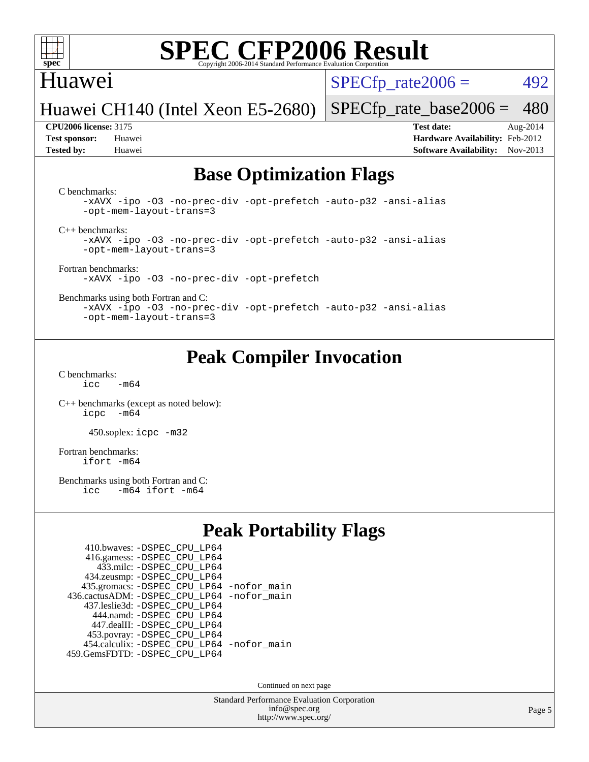## Base Optimization Flags

C benchmarks:

```
-xAVX -ipo -O3 -no-prec-div -opt-prefetch -auto-p32 -ansi-alias
-opt-mem-layout-trans=3
```

C++ benchmarks:

```
-xAVX -ipo -O3 -no-prec-div -opt-prefetch -auto-p32 -ansi-alias
-opt-mem-layout-trans=3
```

Fortran benchmarks:

```
-xAVX -ipo -O3 -no-prec-div -opt-prefetch
```

Benchmarks using both Fortran and C:

```
-xAVX -ipo -O3 -no-prec-div -opt-prefetch -auto-p32 -ansi-alias
-opt-mem-layout-trans=3
```

## Peak Compiler Invocation

C benchmarks:

```
icc   -m64
```

C++ benchmarks (except as noted below):

```
icpc  -m64
```

450.soplex: `icpc -m32`

Fortran benchmarks:

```
ifort -m64
```

Benchmarks using both Fortran and C:

```
icc   -m64 ifort -m64
```

## Peak Portability Flags

410.bwaves: -DSPEC_CPU_LP64
416.gamess: -DSPEC_CPU_LP64
433.milc: -DSPEC_CPU_LP64
434.zeusmp: -DSPEC_CPU_LP64
435.gromacs: -DSPEC_CPU_LP64 -nofor_main
436.cactusADM: -DSPEC_CPU_LP64 -nofor_main
437.leslie3d: -DSPEC_CPU_LP64
444.namd: -DSPEC_CPU_LP64
447.dealII: -DSPEC_CPU_LP64
453.povray: -DSPEC_CPU_LP64
454.calculix: -DSPEC_CPU_LP64 -nofor_main
459.GemsFDTD: -DSPEC_CPU_LP64

Continued on next page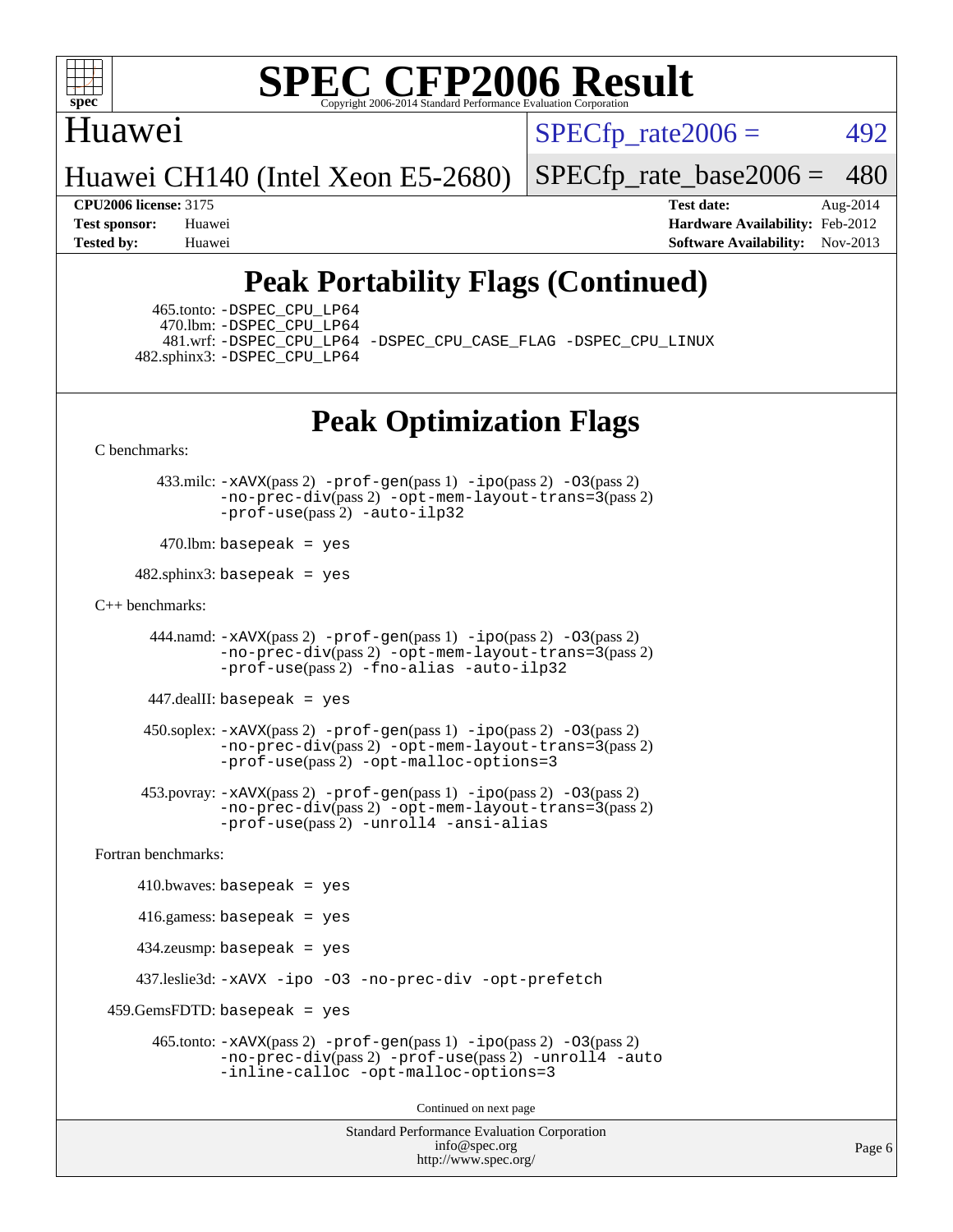# Peak Portability Flags (Continued)

465.tonto: -DSPEC_CPU_LP64
470.lbm: -DSPEC_CPU_LP64
481.wrf: -DSPEC_CPU_LP64 -DSPEC_CPU_CASE_FLAG -DSPEC_CPU_LINUX
482.sphinx3: -DSPEC_CPU_LP64

# Peak Optimization Flags

C benchmarks:

433.milc: -xAVX(pass 2) -prof-gen(pass 1) -ipo(pass 2) -O3(pass 2) -no-prec-div(pass 2) -opt-mem-layout-trans=3(pass 2) -prof-use(pass 2) -auto-ilp32

470.lbm: basepeak = yes

482.sphinx3: basepeak = yes

C++ benchmarks:

444.namd: -xAVX(pass 2) -prof-gen(pass 1) -ipo(pass 2) -O3(pass 2) -no-prec-div(pass 2) -opt-mem-layout-trans=3(pass 2) -prof-use(pass 2) -fno-alias -auto-ilp32

447.dealII: basepeak = yes

450.soplex: -xAVX(pass 2) -prof-gen(pass 1) -ipo(pass 2) -O3(pass 2) -no-prec-div(pass 2) -opt-mem-layout-trans=3(pass 2) -prof-use(pass 2) -opt-malloc-options=3

453.povray: -xAVX(pass 2) -prof-gen(pass 1) -ipo(pass 2) -O3(pass 2) -no-prec-div(pass 2) -opt-mem-layout-trans=3(pass 2) -prof-use(pass 2) -unroll4 -ansi-alias

Fortran benchmarks:

410.bwaves: basepeak = yes

416.gamess: basepeak = yes

434.zeusmp: basepeak = yes

437.leslie3d: -xAVX -ipo -O3 -no-prec-div -opt-prefetch

459.GemsFDTD: basepeak = yes

465.tonto: -xAVX(pass 2) -prof-gen(pass 1) -ipo(pass 2) -O3(pass 2) -no-prec-div(pass 2) -prof-use(pass 2) -unroll4 -auto -inline-calloc -opt-malloc-options=3

Continued on next page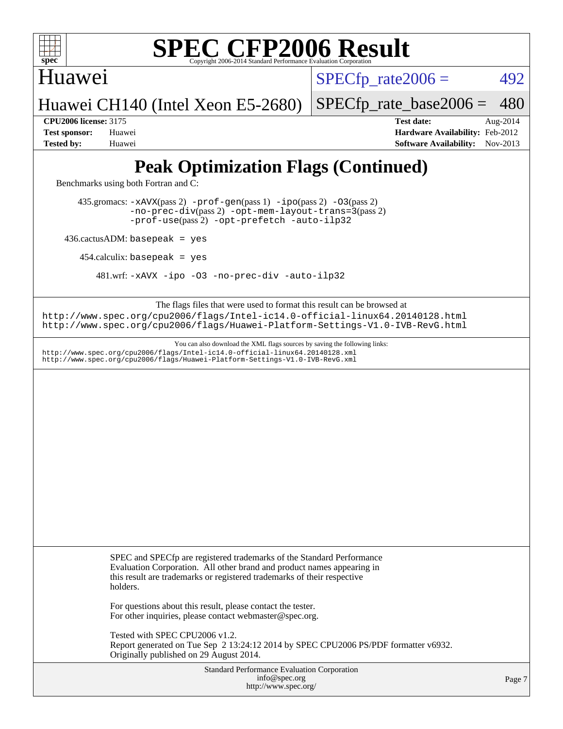# Peak Optimization Flags (Continued)

Benchmarks using both Fortran and C:

435.gromacs: -xAVX(pass 2) -prof-gen(pass 1) -ipo(pass 2) -O3(pass 2) -no-prec-div(pass 2) -opt-mem-layout-trans=3(pass 2) -prof-use(pass 2) -opt-prefetch -auto-ilp32

436.cactusADM: basepeak = yes

454.calculix: basepeak = yes

481.wrf: -xAVX -ipo -O3 -no-prec-div -auto-ilp32

The flags files that were used to format this result can be browsed at
http://www.spec.org/cpu2006/flags/Intel-ic14.0-official-linux64.20140128.html
http://www.spec.org/cpu2006/flags/Huawei-Platform-Settings-V1.0-IVB-RevG.html

You can also download the XML flags sources by saving the following links:
http://www.spec.org/cpu2006/flags/Intel-ic14.0-official-linux64.20140128.xml
http://www.spec.org/cpu2006/flags/Huawei-Platform-Settings-V1.0-IVB-RevG.xml

SPEC and SPECfp are registered trademarks of the Standard Performance Evaluation Corporation. All other brand and product names appearing in this result are trademarks or registered trademarks of their respective holders.

For questions about this result, please contact the tester.
For other inquiries, please contact webmaster@spec.org.

Tested with SPEC CPU2006 v1.2.
Report generated on Tue Sep 2 13:24:12 2014 by SPEC CPU2006 PS/PDF formatter v6932.
Originally published on 29 August 2014.